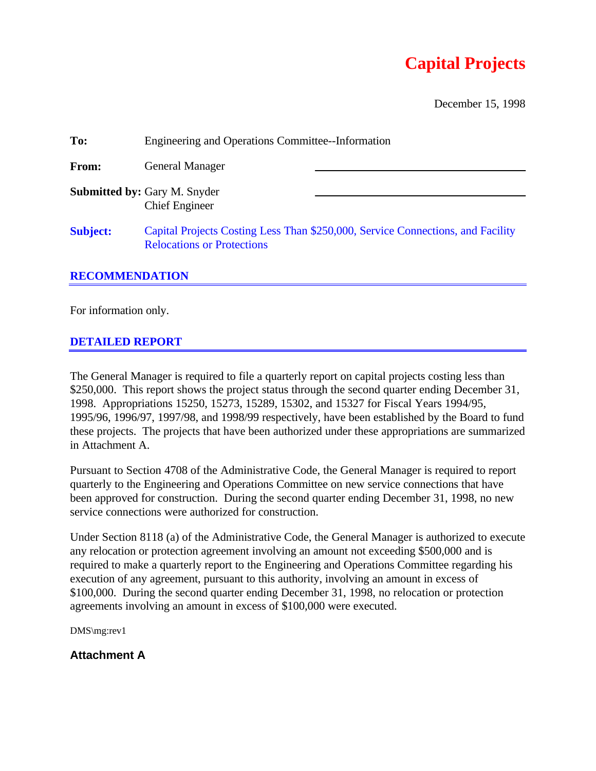# Capital Projects

December 15, 1998

**To:** Engineering and Operations Committee--Information

**From:** General Manager

**Submitted by:** Gary M. Snyder
Chief Engineer

**Subject:** Capital Projects Costing Less Than $250,000, Service Connections, and Facility Relocations or Protections

## RECOMMENDATION

For information only.

## DETAILED REPORT

The General Manager is required to file a quarterly report on capital projects costing less than $250,000. This report shows the project status through the second quarter ending December 31, 1998. Appropriations 15250, 15273, 15289, 15302, and 15327 for Fiscal Years 1994/95, 1995/96, 1996/97, 1997/98, and 1998/99 respectively, have been established by the Board to fund these projects. The projects that have been authorized under these appropriations are summarized in Attachment A.

Pursuant to Section 4708 of the Administrative Code, the General Manager is required to report quarterly to the Engineering and Operations Committee on new service connections that have been approved for construction. During the second quarter ending December 31, 1998, no new service connections were authorized for construction.

Under Section 8118 (a) of the Administrative Code, the General Manager is authorized to execute any relocation or protection agreement involving an amount not exceeding $500,000 and is required to make a quarterly report to the Engineering and Operations Committee regarding his execution of any agreement, pursuant to this authority, involving an amount in excess of $100,000. During the second quarter ending December 31, 1998, no relocation or protection agreements involving an amount in excess of $100,000 were executed.

DMS\mg:rev1

**Attachment A**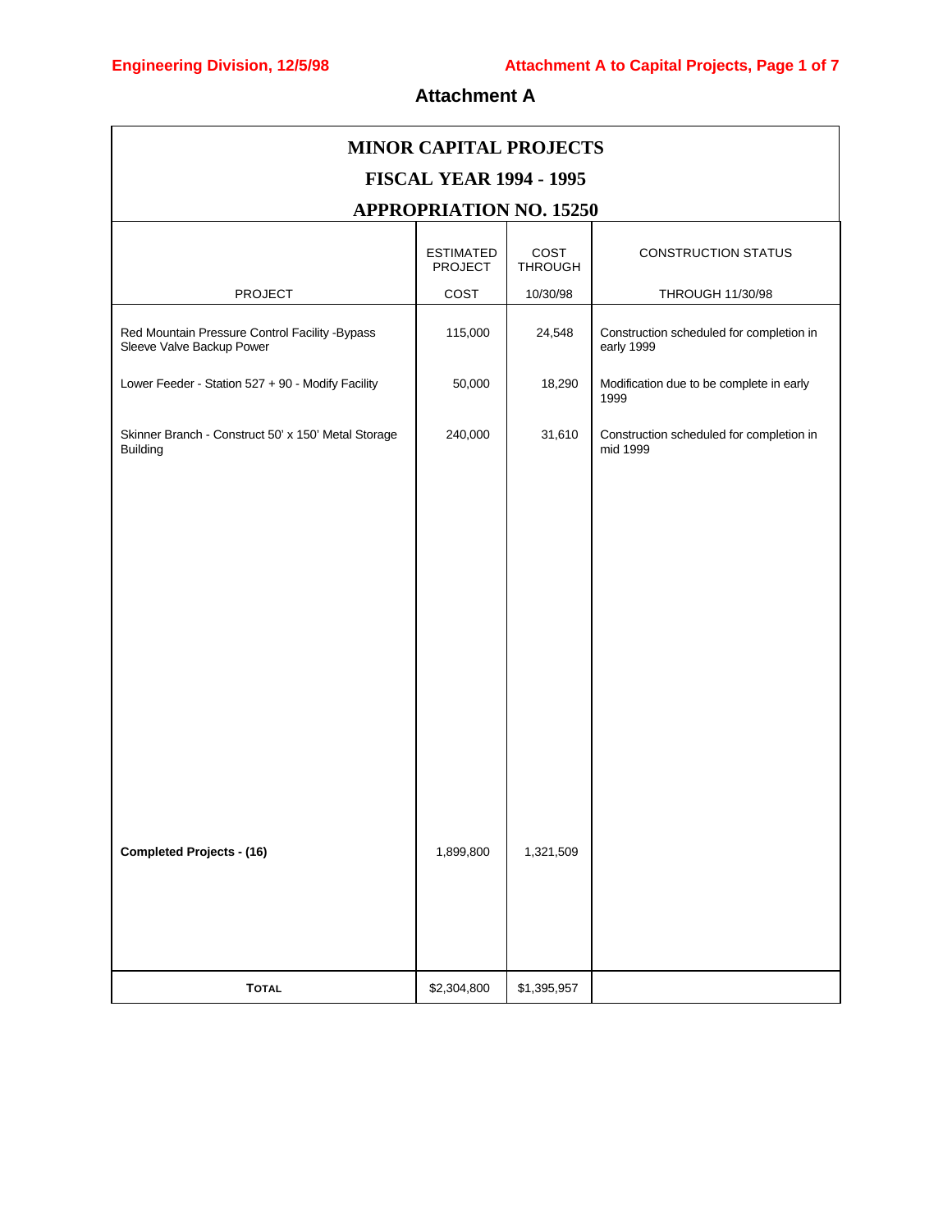## Attachment A

| MINOR CAPITAL PROJECTS<br>FISCAL YEAR 1994 - 1995<br>APPROPRIATION NO. 15250 | | | |
|---|---|---|---|
| PROJECT | ESTIMATED PROJECT COST | COST THROUGH 10/30/98 | CONSTRUCTION STATUS THROUGH 11/30/98 |
| Red Mountain Pressure Control Facility -Bypass Sleeve Valve Backup Power | 115,000 | 24,548 | Construction scheduled for completion in early 1999 |
| Lower Feeder - Station 527 + 90 - Modify Facility | 50,000 | 18,290 | Modification due to be complete in early 1999 |
| Skinner Branch - Construct 50' x 150' Metal Storage Building | 240,000 | 31,610 | Construction scheduled for completion in mid 1999 |
| **Completed Projects - (16)** | 1,899,800 | 1,321,509 | |
| **TOTAL** | $2,304,800 | $1,395,957 | |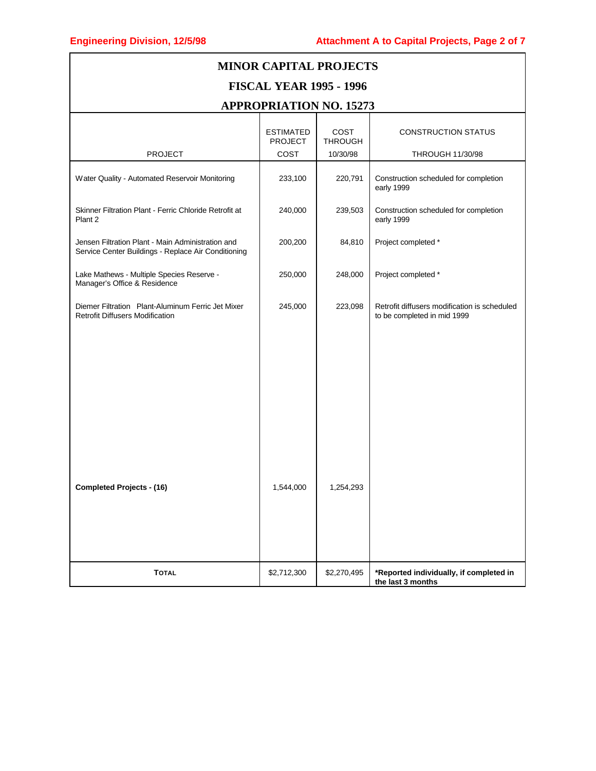# MINOR CAPITAL PROJECTS

## FISCAL YEAR 1995 - 1996

## APPROPRIATION NO. 15273

| PROJECT | ESTIMATED PROJECT COST | COST THROUGH 10/30/98 | CONSTRUCTION STATUS THROUGH 11/30/98 |
|---|---|---|---|
| Water Quality - Automated Reservoir Monitoring | 233,100 | 220,791 | Construction scheduled for completion early 1999 |
| Skinner Filtration Plant - Ferric Chloride Retrofit at Plant 2 | 240,000 | 239,503 | Construction scheduled for completion early 1999 |
| Jensen Filtration Plant - Main Administration and Service Center Buildings - Replace Air Conditioning | 200,200 | 84,810 | Project completed * |
| Lake Mathews - Multiple Species Reserve - Manager's Office & Residence | 250,000 | 248,000 | Project completed * |
| Diemer Filtration Plant-Aluminum Ferric Jet Mixer Retrofit Diffusers Modification | 245,000 | 223,098 | Retrofit diffusers modification is scheduled to be completed in mid 1999 |
| **Completed Projects - (16)** | 1,544,000 | 1,254,293 | |
| **TOTAL** | $2,712,300 | $2,270,495 | **\*Reported individually, if completed in the last 3 months** |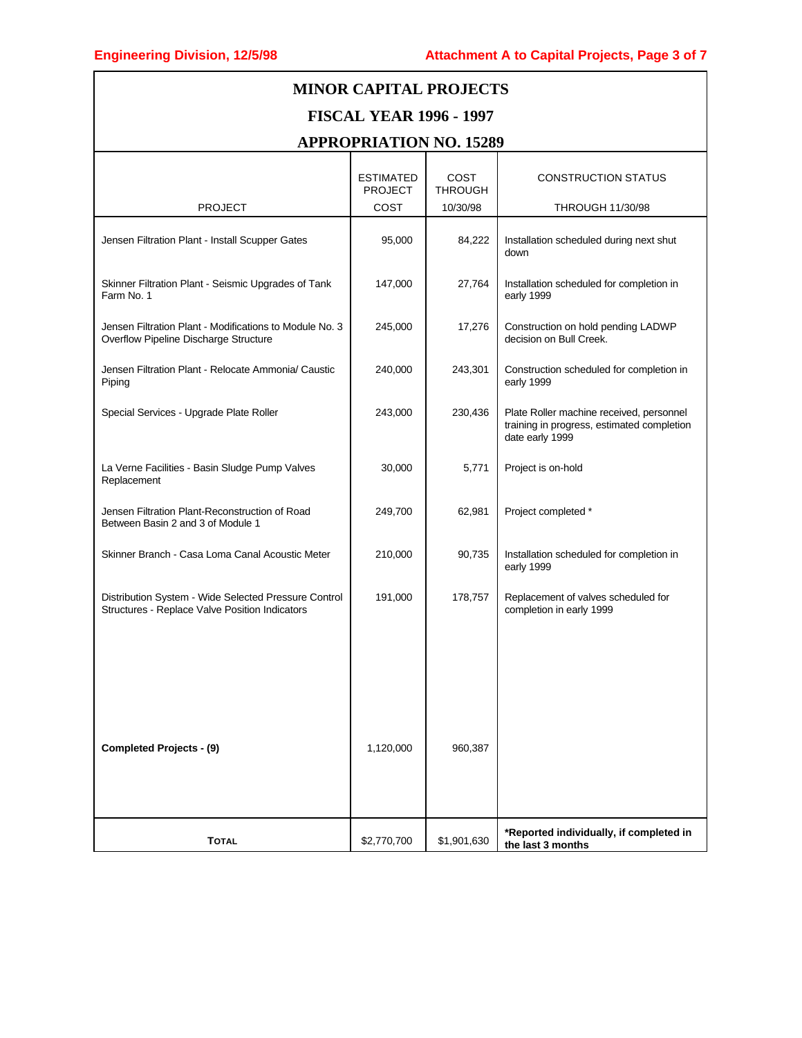# MINOR CAPITAL PROJECTS

## FISCAL YEAR 1996 - 1997

## APPROPRIATION NO. 15289

| PROJECT | ESTIMATED PROJECT COST | COST THROUGH 10/30/98 | CONSTRUCTION STATUS THROUGH 11/30/98 |
|---|---|---|---|
| Jensen Filtration Plant - Install Scupper Gates | 95,000 | 84,222 | Installation scheduled during next shut down |
| Skinner Filtration Plant - Seismic Upgrades of Tank Farm No. 1 | 147,000 | 27,764 | Installation scheduled for completion in early 1999 |
| Jensen Filtration Plant - Modifications to Module No. 3 Overflow Pipeline Discharge Structure | 245,000 | 17,276 | Construction on hold pending LADWP decision on Bull Creek. |
| Jensen Filtration Plant - Relocate Ammonia/ Caustic Piping | 240,000 | 243,301 | Construction scheduled for completion in early 1999 |
| Special Services - Upgrade Plate Roller | 243,000 | 230,436 | Plate Roller machine received, personnel training in progress, estimated completion date early 1999 |
| La Verne Facilities - Basin Sludge Pump Valves Replacement | 30,000 | 5,771 | Project is on-hold |
| Jensen Filtration Plant-Reconstruction of Road Between Basin 2 and 3 of Module 1 | 249,700 | 62,981 | Project completed * |
| Skinner Branch - Casa Loma Canal Acoustic Meter | 210,000 | 90,735 | Installation scheduled for completion in early 1999 |
| Distribution System - Wide Selected Pressure Control Structures - Replace Valve Position Indicators | 191,000 | 178,757 | Replacement of valves scheduled for completion in early 1999 |
| **Completed Projects - (9)** | 1,120,000 | 960,387 | |
| **TOTAL** | $2,770,700 | $1,901,630 | **\*Reported individually, if completed in the last 3 months** |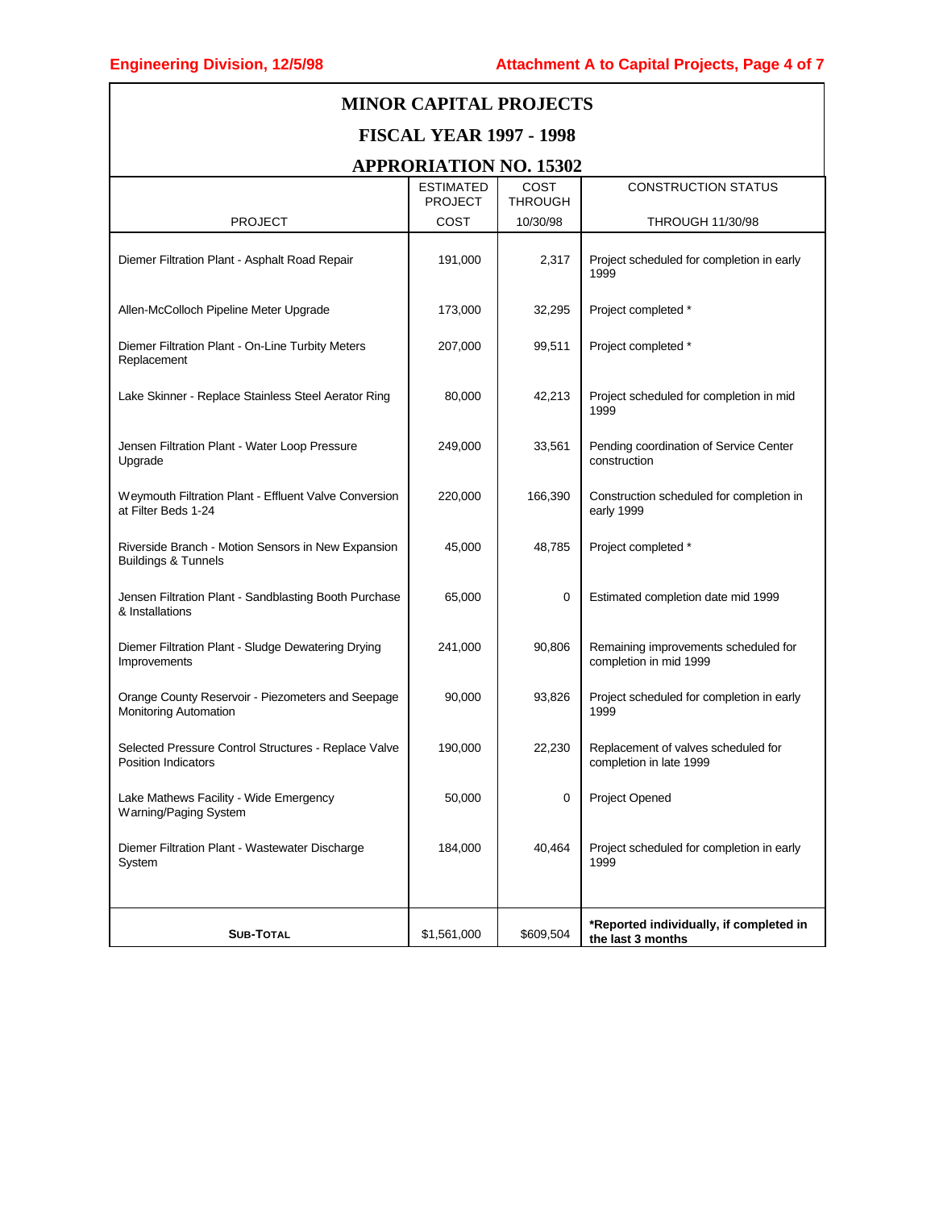# MINOR CAPITAL PROJECTS

## FISCAL YEAR 1997 - 1998

## APPRORIATION NO. 15302

| PROJECT | ESTIMATED PROJECT COST | COST THROUGH 10/30/98 | CONSTRUCTION STATUS THROUGH 11/30/98 |
|---|---|---|---|
| Diemer Filtration Plant - Asphalt Road Repair | 191,000 | 2,317 | Project scheduled for completion in early 1999 |
| Allen-McColloch Pipeline Meter Upgrade | 173,000 | 32,295 | Project completed * |
| Diemer Filtration Plant - On-Line Turbity Meters Replacement | 207,000 | 99,511 | Project completed * |
| Lake Skinner - Replace Stainless Steel Aerator Ring | 80,000 | 42,213 | Project scheduled for completion in mid 1999 |
| Jensen Filtration Plant - Water Loop Pressure Upgrade | 249,000 | 33,561 | Pending coordination of Service Center construction |
| Weymouth Filtration Plant - Effluent Valve Conversion at Filter Beds 1-24 | 220,000 | 166,390 | Construction scheduled for completion in early 1999 |
| Riverside Branch - Motion Sensors in New Expansion Buildings & Tunnels | 45,000 | 48,785 | Project completed * |
| Jensen Filtration Plant - Sandblasting Booth Purchase & Installations | 65,000 | 0 | Estimated completion date mid 1999 |
| Diemer Filtration Plant - Sludge Dewatering Drying Improvements | 241,000 | 90,806 | Remaining improvements scheduled for completion in mid 1999 |
| Orange County Reservoir - Piezometers and Seepage Monitoring Automation | 90,000 | 93,826 | Project scheduled for completion in early 1999 |
| Selected Pressure Control Structures - Replace Valve Position Indicators | 190,000 | 22,230 | Replacement of valves scheduled for completion in late 1999 |
| Lake Mathews Facility - Wide Emergency Warning/Paging System | 50,000 | 0 | Project Opened |
| Diemer Filtration Plant - Wastewater Discharge System | 184,000 | 40,464 | Project scheduled for completion in early 1999 |
| **SUB-TOTAL** | $1,561,000 | $609,504 | **\*Reported individually, if completed in the last 3 months** |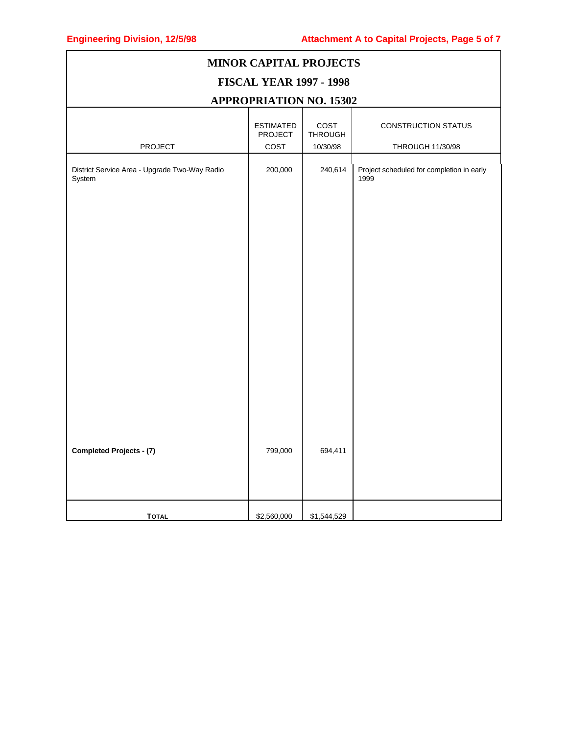# MINOR CAPITAL PROJECTS

## FISCAL YEAR 1997 - 1998

## APPROPRIATION NO. 15302

| PROJECT | ESTIMATED PROJECT COST | COST THROUGH 10/30/98 | CONSTRUCTION STATUS THROUGH 11/30/98 |
|---|---|---|---|
| District Service Area - Upgrade Two-Way Radio System | 200,000 | 240,614 | Project scheduled for completion in early 1999 |
| **Completed Projects - (7)** | 799,000 | 694,411 | |
| **TOTAL** | $2,560,000 | $1,544,529 | |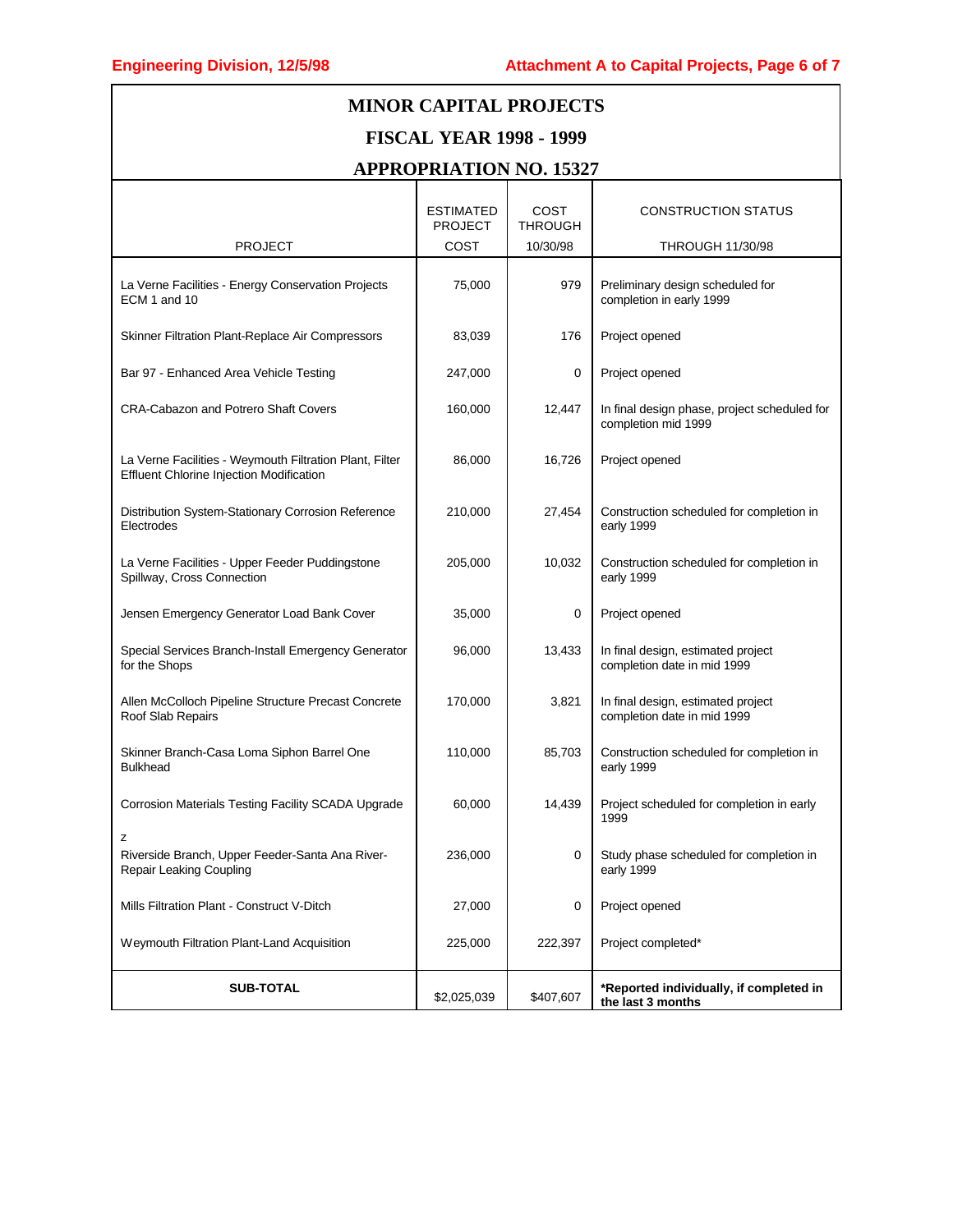# MINOR CAPITAL PROJECTS

## FISCAL YEAR 1998 - 1999

## APPROPRIATION NO. 15327

| PROJECT | ESTIMATED PROJECT COST | COST THROUGH 10/30/98 | CONSTRUCTION STATUS THROUGH 11/30/98 |
|---|---|---|---|
| La Verne Facilities - Energy Conservation Projects ECM 1 and 10 | 75,000 | 979 | Preliminary design scheduled for completion in early 1999 |
| Skinner Filtration Plant-Replace Air Compressors | 83,039 | 176 | Project opened |
| Bar 97 - Enhanced Area Vehicle Testing | 247,000 | 0 | Project opened |
| CRA-Cabazon and Potrero Shaft Covers | 160,000 | 12,447 | In final design phase, project scheduled for completion mid 1999 |
| La Verne Facilities - Weymouth Filtration Plant, Filter Effluent Chlorine Injection Modification | 86,000 | 16,726 | Project opened |
| Distribution System-Stationary Corrosion Reference Electrodes | 210,000 | 27,454 | Construction scheduled for completion in early 1999 |
| La Verne Facilities - Upper Feeder Puddingstone Spillway, Cross Connection | 205,000 | 10,032 | Construction scheduled for completion in early 1999 |
| Jensen Emergency Generator Load Bank Cover | 35,000 | 0 | Project opened |
| Special Services Branch-Install Emergency Generator for the Shops | 96,000 | 13,433 | In final design, estimated project completion date in mid 1999 |
| Allen McColloch Pipeline Structure Precast Concrete Roof Slab Repairs | 170,000 | 3,821 | In final design, estimated project completion date in mid 1999 |
| Skinner Branch-Casa Loma Siphon Barrel One Bulkhead | 110,000 | 85,703 | Construction scheduled for completion in early 1999 |
| Corrosion Materials Testing Facility SCADA Upgrade | 60,000 | 14,439 | Project scheduled for completion in early 1999 |
| z<br>Riverside Branch, Upper Feeder-Santa Ana River-Repair Leaking Coupling | 236,000 | 0 | Study phase scheduled for completion in early 1999 |
| Mills Filtration Plant - Construct V-Ditch | 27,000 | 0 | Project opened |
| Weymouth Filtration Plant-Land Acquisition | 225,000 | 222,397 | Project completed* |
| **SUB-TOTAL** | $2,025,039 | $407,607 | ***Reported individually, if completed in the last 3 months** |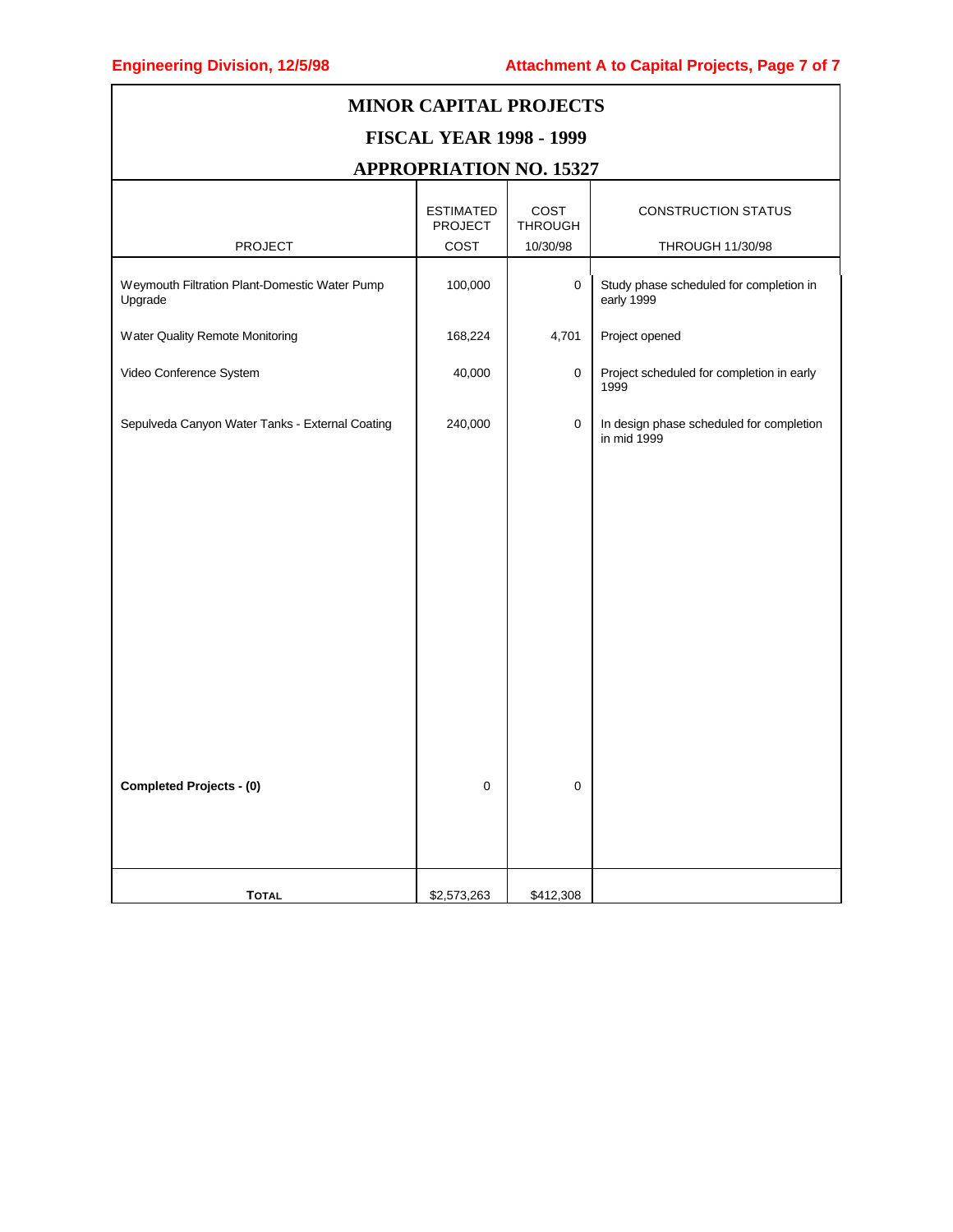# MINOR CAPITAL PROJECTS

## FISCAL YEAR 1998 - 1999

## APPROPRIATION NO. 15327

| PROJECT | ESTIMATED PROJECT COST | COST THROUGH 10/30/98 | CONSTRUCTION STATUS THROUGH 11/30/98 |
|---|---|---|---|
| Weymouth Filtration Plant-Domestic Water Pump Upgrade | 100,000 | 0 | Study phase scheduled for completion in early 1999 |
| Water Quality Remote Monitoring | 168,224 | 4,701 | Project opened |
| Video Conference System | 40,000 | 0 | Project scheduled for completion in early 1999 |
| Sepulveda Canyon Water Tanks - External Coating | 240,000 | 0 | In design phase scheduled for completion in mid 1999 |
| **Completed Projects - (0)** | 0 | 0 | |
| **TOTAL** | $2,573,263 | $412,308 | |